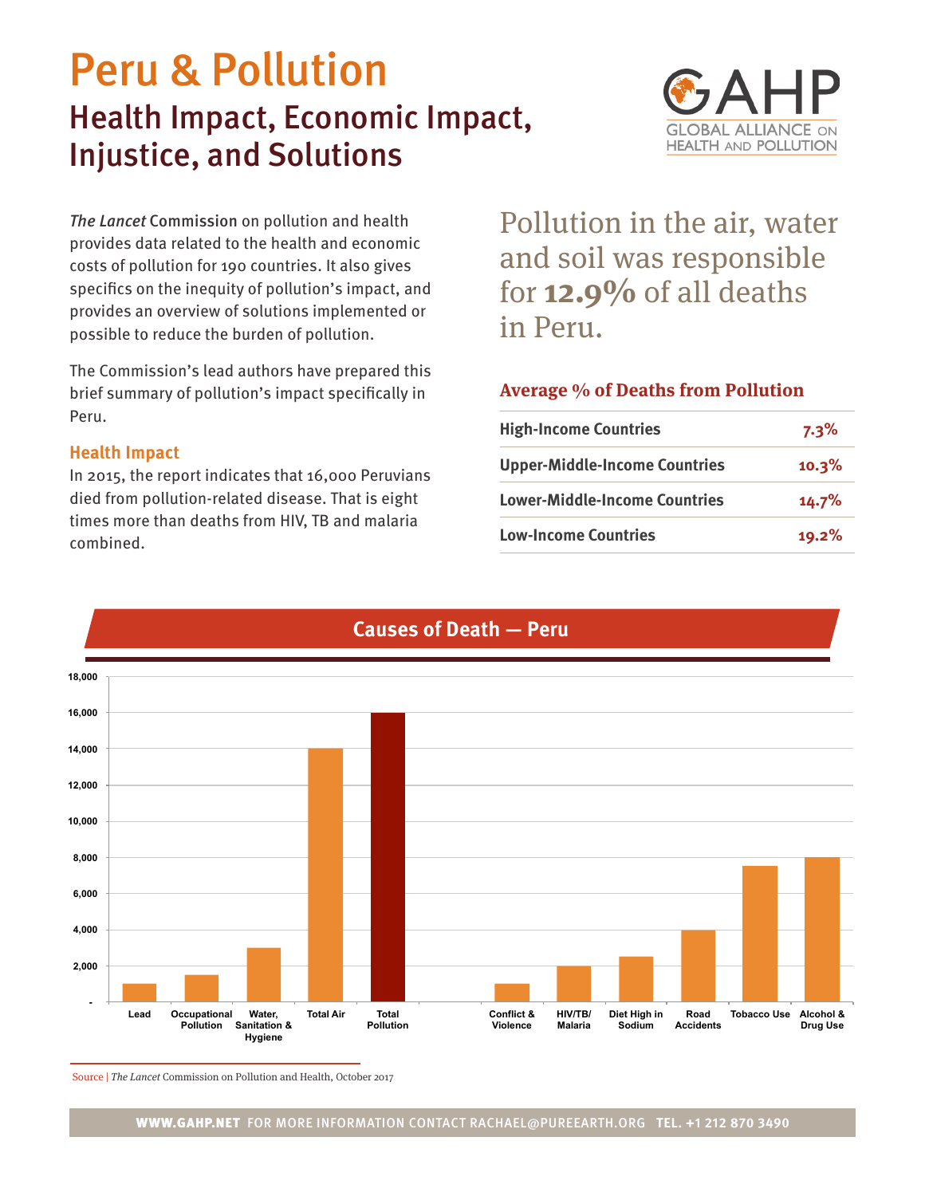# Peru & Pollution

## Health Impact, Economic Impact, Injustice, and Solutions

GAHP
GLOBAL ALLIANCE ON HEALTH AND POLLUTION

*The Lancet* Commission on pollution and health provides data related to the health and economic costs of pollution for 190 countries. It also gives specifics on the inequity of pollution's impact, and provides an overview of solutions implemented or possible to reduce the burden of pollution.

The Commission's lead authors have prepared this brief summary of pollution's impact specifically in Peru.

### Health Impact

In 2015, the report indicates that 16,000 Peruvians died from pollution-related disease. That is eight times more than deaths from HIV, TB and malaria combined.

Pollution in the air, water and soil was responsible for **12.9%** of all deaths in Peru.

### Average % of Deaths from Pollution

| | |
|---|---|
| High-Income Countries | 7.3% |
| Upper-Middle-Income Countries | 10.3% |
| Lower-Middle-Income Countries | 14.7% |
| Low-Income Countries | 19.2% |

### Causes of Death — Peru

| Cause | Deaths (approx.) |
|---|---|
| Lead | 1,000 |
| Occupational Pollution | 1,500 |
| Water, Sanitation & Hygiene | 3,000 |
| Total Air | 14,000 |
| Total Pollution | 16,000 |
| Conflict & Violence | 1,000 |
| HIV/TB/Malaria | 2,000 |
| Diet High in Sodium | 2,500 |
| Road Accidents | 4,000 |
| Tobacco Use | 7,500 |
| Alcohol & Drug Use | 8,000 |

Source | *The Lancet* Commission on Pollution and Health, October 2017

**WWW.GAHP.NET** FOR MORE INFORMATION CONTACT RACHAEL@PUREEARTH.ORG **TEL. +1 212 870 3490**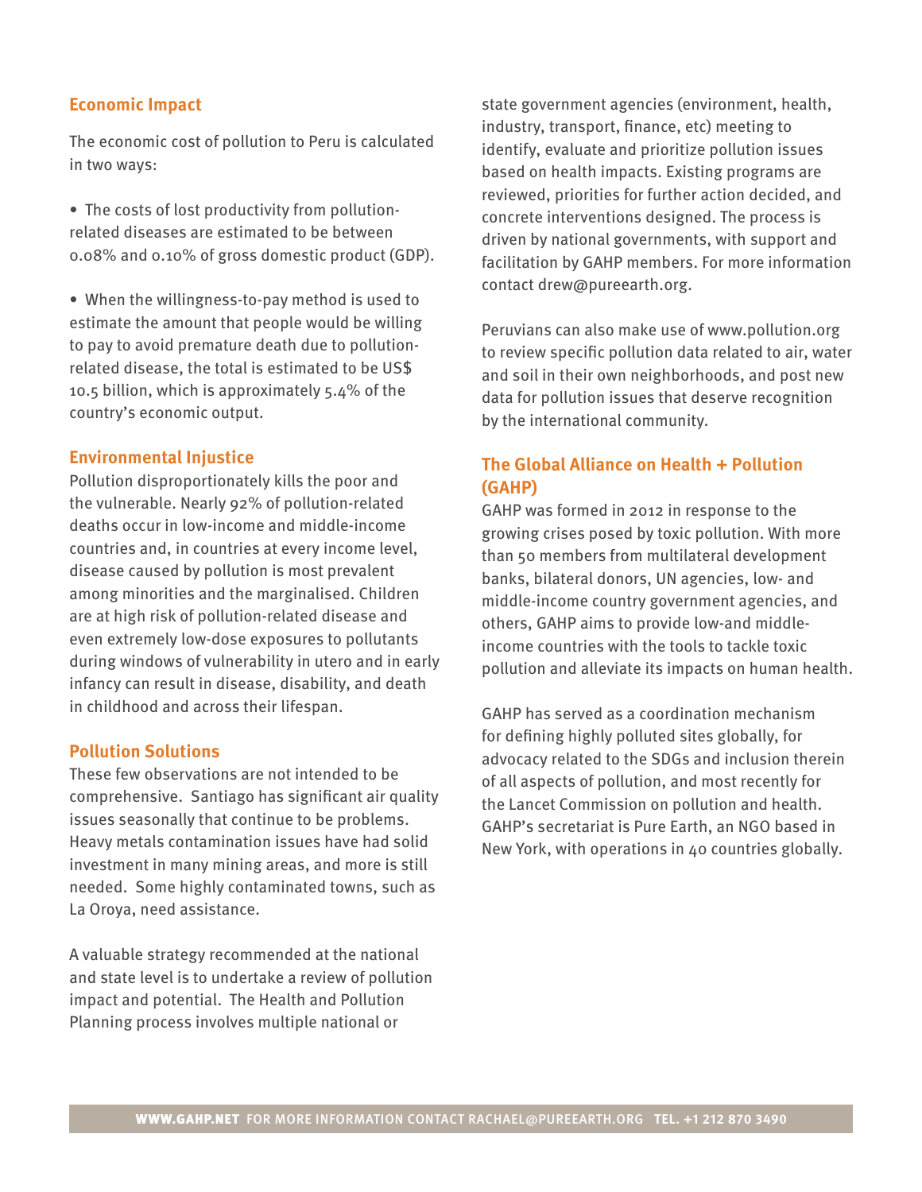## Economic Impact

The economic cost of pollution to Peru is calculated in two ways:

- The costs of lost productivity from pollution-related diseases are estimated to be between 0.08% and 0.10% of gross domestic product (GDP).

- When the willingness-to-pay method is used to estimate the amount that people would be willing to pay to avoid premature death due to pollution-related disease, the total is estimated to be US$ 10.5 billion, which is approximately 5.4% of the country's economic output.

## Environmental Injustice

Pollution disproportionately kills the poor and the vulnerable. Nearly 92% of pollution-related deaths occur in low-income and middle-income countries and, in countries at every income level, disease caused by pollution is most prevalent among minorities and the marginalised. Children are at high risk of pollution-related disease and even extremely low-dose exposures to pollutants during windows of vulnerability in utero and in early infancy can result in disease, disability, and death in childhood and across their lifespan.

## Pollution Solutions

These few observations are not intended to be comprehensive. Santiago has significant air quality issues seasonally that continue to be problems. Heavy metals contamination issues have had solid investment in many mining areas, and more is still needed. Some highly contaminated towns, such as La Oroya, need assistance.

A valuable strategy recommended at the national and state level is to undertake a review of pollution impact and potential. The Health and Pollution Planning process involves multiple national or state government agencies (environment, health, industry, transport, finance, etc) meeting to identify, evaluate and prioritize pollution issues based on health impacts. Existing programs are reviewed, priorities for further action decided, and concrete interventions designed. The process is driven by national governments, with support and facilitation by GAHP members. For more information contact drew@pureearth.org.

Peruvians can also make use of www.pollution.org to review specific pollution data related to air, water and soil in their own neighborhoods, and post new data for pollution issues that deserve recognition by the international community.

## The Global Alliance on Health + Pollution (GAHP)

GAHP was formed in 2012 in response to the growing crises posed by toxic pollution. With more than 50 members from multilateral development banks, bilateral donors, UN agencies, low- and middle-income country government agencies, and others, GAHP aims to provide low-and middle-income countries with the tools to tackle toxic pollution and alleviate its impacts on human health.

GAHP has served as a coordination mechanism for defining highly polluted sites globally, for advocacy related to the SDGs and inclusion therein of all aspects of pollution, and most recently for the Lancet Commission on pollution and health. GAHP's secretariat is Pure Earth, an NGO based in New York, with operations in 40 countries globally.

**WWW.GAHP.NET** FOR MORE INFORMATION CONTACT RACHAEL@PUREEARTH.ORG **TEL. +1 212 870 3490**